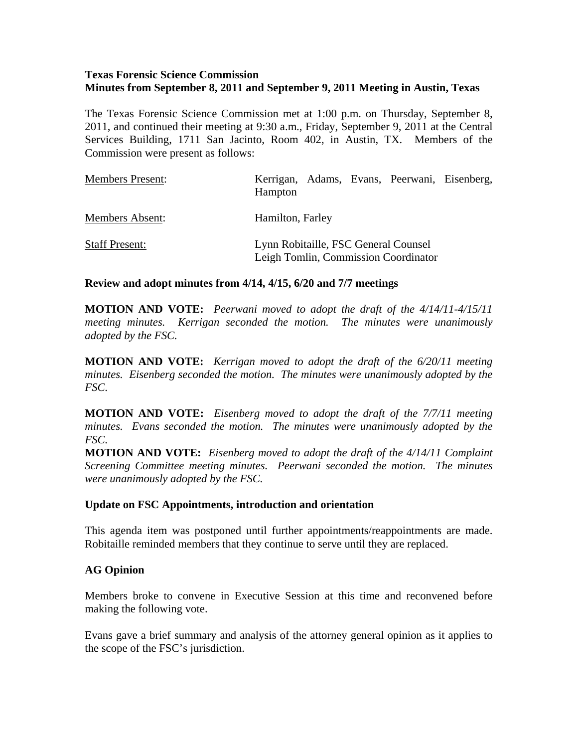**Texas Forensic Science Commission**
**Minutes from September 8, 2011 and September 9, 2011 Meeting in Austin, Texas**

The Texas Forensic Science Commission met at 1:00 p.m. on Thursday, September 8, 2011, and continued their meeting at 9:30 a.m., Friday, September 9, 2011 at the Central Services Building, 1711 San Jacinto, Room 402, in Austin, TX. Members of the Commission were present as follows:

| | |
|---|---|
| Members Present: | Kerrigan, Adams, Evans, Peerwani, Eisenberg, Hampton |
| Members Absent: | Hamilton, Farley |
| Staff Present: | Lynn Robitaille, FSC General Counsel<br>Leigh Tomlin, Commission Coordinator |

**Review and adopt minutes from 4/14, 4/15, 6/20 and 7/7 meetings**

**MOTION AND VOTE:** *Peerwani moved to adopt the draft of the 4/14/11-4/15/11 meeting minutes. Kerrigan seconded the motion. The minutes were unanimously adopted by the FSC.*

**MOTION AND VOTE:** *Kerrigan moved to adopt the draft of the 6/20/11 meeting minutes. Eisenberg seconded the motion. The minutes were unanimously adopted by the FSC.*

**MOTION AND VOTE:** *Eisenberg moved to adopt the draft of the 7/7/11 meeting minutes. Evans seconded the motion. The minutes were unanimously adopted by the FSC.*

**MOTION AND VOTE:** *Eisenberg moved to adopt the draft of the 4/14/11 Complaint Screening Committee meeting minutes. Peerwani seconded the motion. The minutes were unanimously adopted by the FSC.*

**Update on FSC Appointments, introduction and orientation**

This agenda item was postponed until further appointments/reappointments are made. Robitaille reminded members that they continue to serve until they are replaced.

**AG Opinion**

Members broke to convene in Executive Session at this time and reconvened before making the following vote.

Evans gave a brief summary and analysis of the attorney general opinion as it applies to the scope of the FSC's jurisdiction.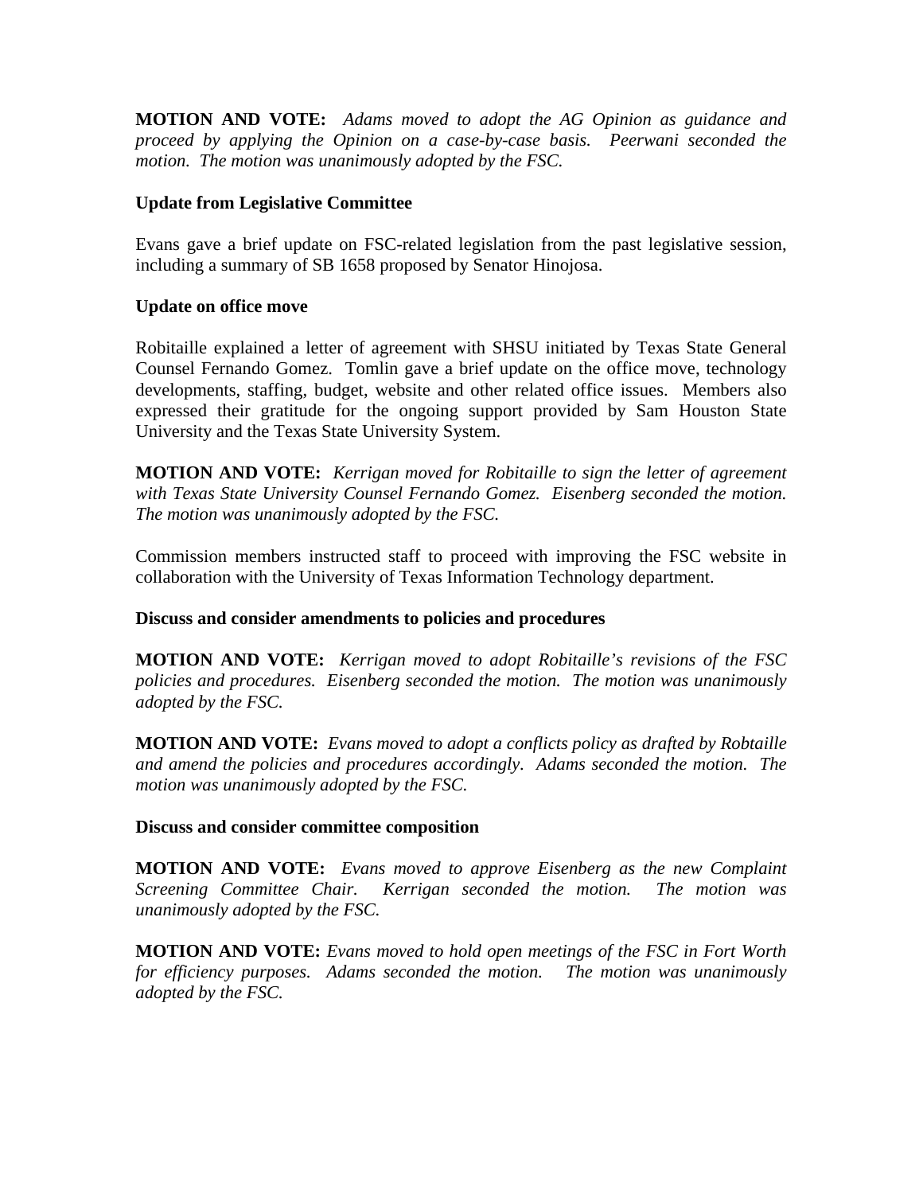**MOTION AND VOTE:** *Adams moved to adopt the AG Opinion as guidance and proceed by applying the Opinion on a case-by-case basis. Peerwani seconded the motion. The motion was unanimously adopted by the FSC.*

**Update from Legislative Committee**

Evans gave a brief update on FSC-related legislation from the past legislative session, including a summary of SB 1658 proposed by Senator Hinojosa.

**Update on office move**

Robitaille explained a letter of agreement with SHSU initiated by Texas State General Counsel Fernando Gomez. Tomlin gave a brief update on the office move, technology developments, staffing, budget, website and other related office issues. Members also expressed their gratitude for the ongoing support provided by Sam Houston State University and the Texas State University System.

**MOTION AND VOTE:** *Kerrigan moved for Robitaille to sign the letter of agreement with Texas State University Counsel Fernando Gomez. Eisenberg seconded the motion. The motion was unanimously adopted by the FSC.*

Commission members instructed staff to proceed with improving the FSC website in collaboration with the University of Texas Information Technology department.

**Discuss and consider amendments to policies and procedures**

**MOTION AND VOTE:** *Kerrigan moved to adopt Robitaille's revisions of the FSC policies and procedures. Eisenberg seconded the motion. The motion was unanimously adopted by the FSC.*

**MOTION AND VOTE:** *Evans moved to adopt a conflicts policy as drafted by Robtaille and amend the policies and procedures accordingly. Adams seconded the motion. The motion was unanimously adopted by the FSC.*

**Discuss and consider committee composition**

**MOTION AND VOTE:** *Evans moved to approve Eisenberg as the new Complaint Screening Committee Chair. Kerrigan seconded the motion. The motion was unanimously adopted by the FSC.*

**MOTION AND VOTE:** *Evans moved to hold open meetings of the FSC in Fort Worth for efficiency purposes. Adams seconded the motion. The motion was unanimously adopted by the FSC.*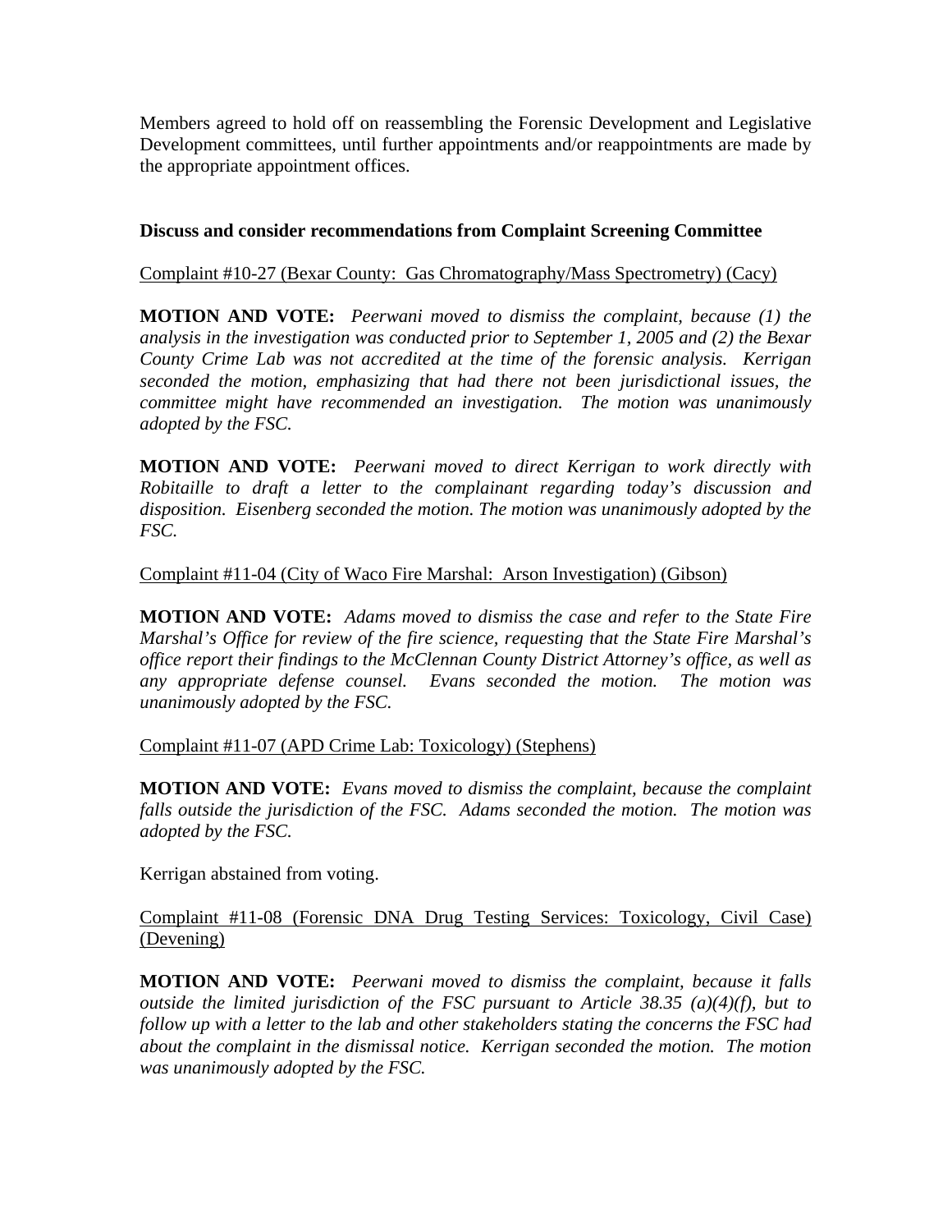Members agreed to hold off on reassembling the Forensic Development and Legislative Development committees, until further appointments and/or reappointments are made by the appropriate appointment offices.

**Discuss and consider recommendations from Complaint Screening Committee**

Complaint #10-27 (Bexar County: Gas Chromatography/Mass Spectrometry) (Cacy)

**MOTION AND VOTE:** *Peerwani moved to dismiss the complaint, because (1) the analysis in the investigation was conducted prior to September 1, 2005 and (2) the Bexar County Crime Lab was not accredited at the time of the forensic analysis. Kerrigan seconded the motion, emphasizing that had there not been jurisdictional issues, the committee might have recommended an investigation. The motion was unanimously adopted by the FSC.*

**MOTION AND VOTE:** *Peerwani moved to direct Kerrigan to work directly with Robitaille to draft a letter to the complainant regarding today's discussion and disposition. Eisenberg seconded the motion. The motion was unanimously adopted by the FSC.*

Complaint #11-04 (City of Waco Fire Marshal: Arson Investigation) (Gibson)

**MOTION AND VOTE:** *Adams moved to dismiss the case and refer to the State Fire Marshal's Office for review of the fire science, requesting that the State Fire Marshal's office report their findings to the McClennan County District Attorney's office, as well as any appropriate defense counsel. Evans seconded the motion. The motion was unanimously adopted by the FSC.*

Complaint #11-07 (APD Crime Lab: Toxicology) (Stephens)

**MOTION AND VOTE:** *Evans moved to dismiss the complaint, because the complaint falls outside the jurisdiction of the FSC. Adams seconded the motion. The motion was adopted by the FSC.*

Kerrigan abstained from voting.

Complaint #11-08 (Forensic DNA Drug Testing Services: Toxicology, Civil Case) (Devening)

**MOTION AND VOTE:** *Peerwani moved to dismiss the complaint, because it falls outside the limited jurisdiction of the FSC pursuant to Article 38.35 (a)(4)(f), but to follow up with a letter to the lab and other stakeholders stating the concerns the FSC had about the complaint in the dismissal notice. Kerrigan seconded the motion. The motion was unanimously adopted by the FSC.*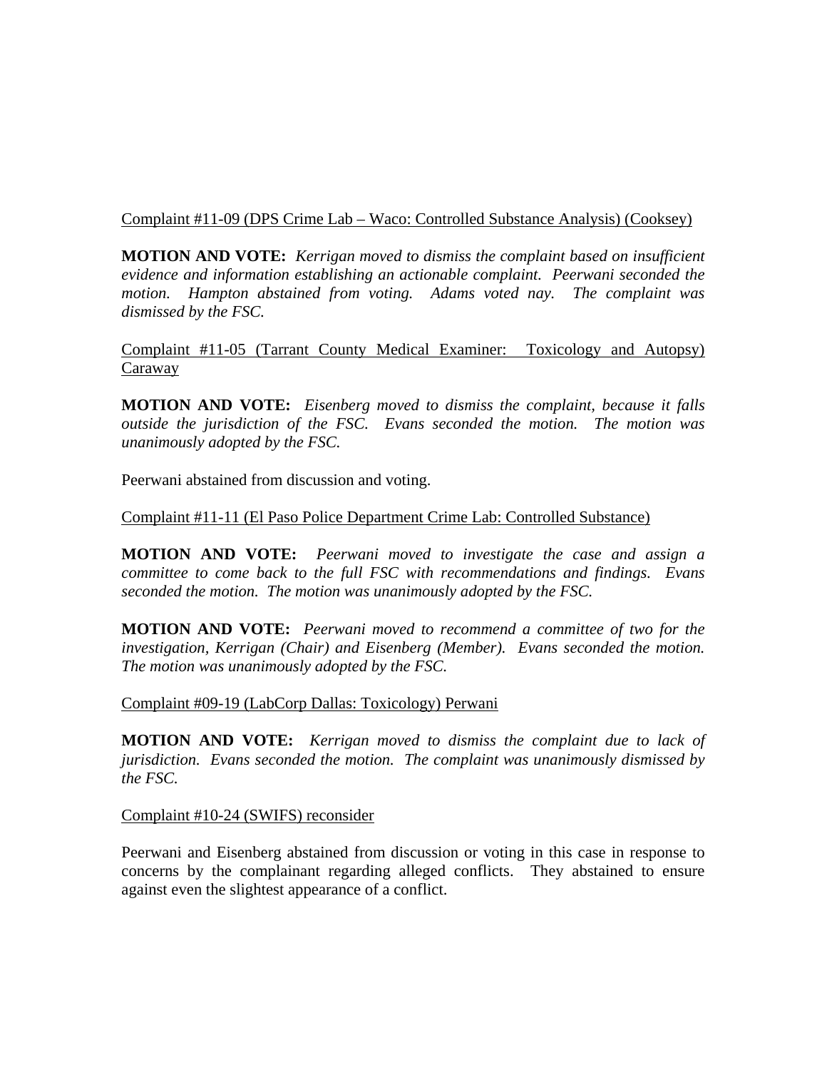Complaint #11-09 (DPS Crime Lab – Waco: Controlled Substance Analysis) (Cooksey)

**MOTION AND VOTE:** *Kerrigan moved to dismiss the complaint based on insufficient evidence and information establishing an actionable complaint. Peerwani seconded the motion. Hampton abstained from voting. Adams voted nay. The complaint was dismissed by the FSC.*

Complaint #11-05 (Tarrant County Medical Examiner: Toxicology and Autopsy) Caraway

**MOTION AND VOTE:** *Eisenberg moved to dismiss the complaint, because it falls outside the jurisdiction of the FSC. Evans seconded the motion. The motion was unanimously adopted by the FSC.*

Peerwani abstained from discussion and voting.

Complaint #11-11 (El Paso Police Department Crime Lab: Controlled Substance)

**MOTION AND VOTE:** *Peerwani moved to investigate the case and assign a committee to come back to the full FSC with recommendations and findings. Evans seconded the motion. The motion was unanimously adopted by the FSC.*

**MOTION AND VOTE:** *Peerwani moved to recommend a committee of two for the investigation, Kerrigan (Chair) and Eisenberg (Member). Evans seconded the motion. The motion was unanimously adopted by the FSC.*

Complaint #09-19 (LabCorp Dallas: Toxicology) Perwani

**MOTION AND VOTE:** *Kerrigan moved to dismiss the complaint due to lack of jurisdiction. Evans seconded the motion. The complaint was unanimously dismissed by the FSC.*

Complaint #10-24 (SWIFS) reconsider

Peerwani and Eisenberg abstained from discussion or voting in this case in response to concerns by the complainant regarding alleged conflicts. They abstained to ensure against even the slightest appearance of a conflict.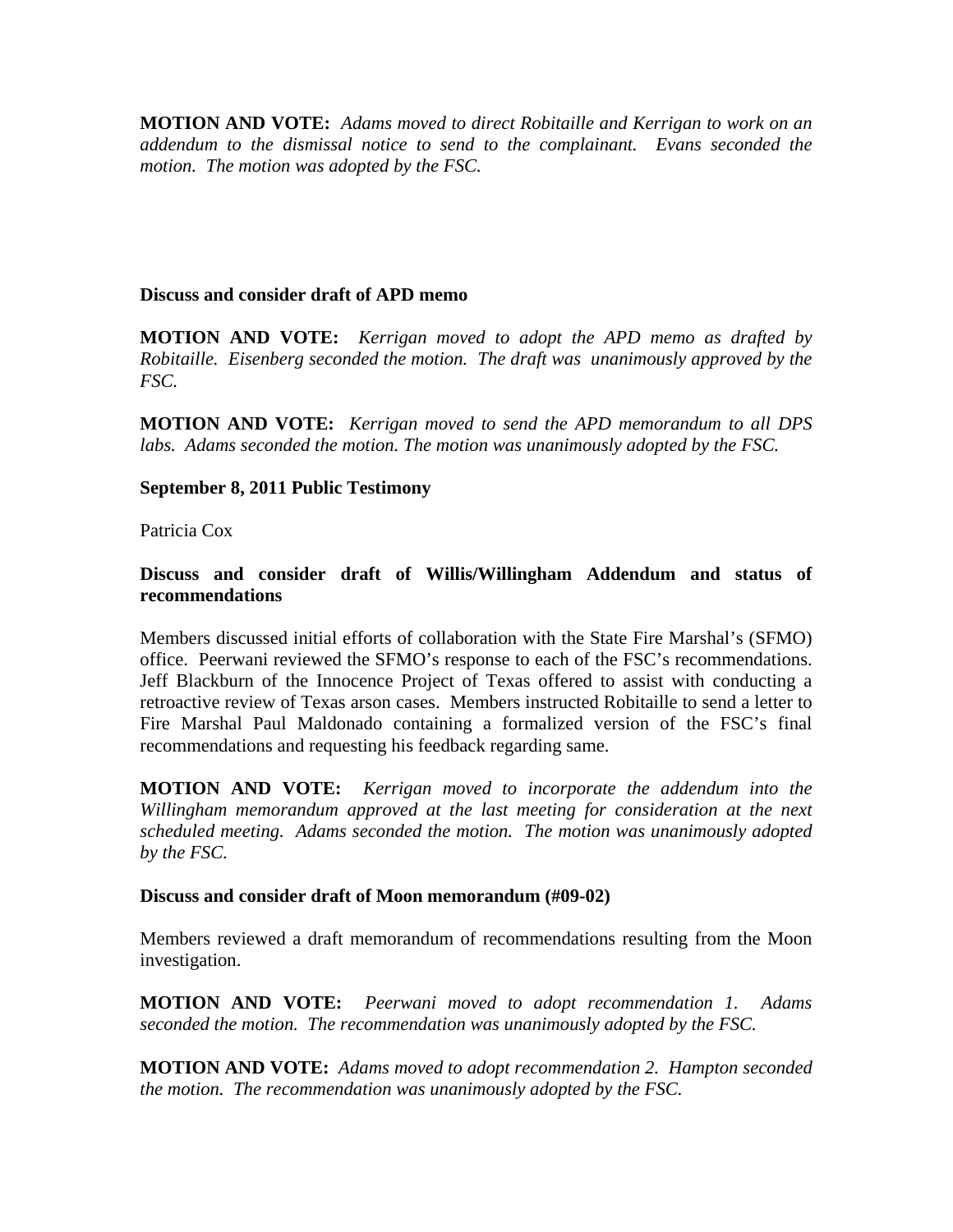**MOTION AND VOTE:** *Adams moved to direct Robitaille and Kerrigan to work on an addendum to the dismissal notice to send to the complainant. Evans seconded the motion. The motion was adopted by the FSC.*

**Discuss and consider draft of APD memo**

**MOTION AND VOTE:** *Kerrigan moved to adopt the APD memo as drafted by Robitaille. Eisenberg seconded the motion. The draft was unanimously approved by the FSC.*

**MOTION AND VOTE:** *Kerrigan moved to send the APD memorandum to all DPS labs. Adams seconded the motion. The motion was unanimously adopted by the FSC.*

**September 8, 2011 Public Testimony**

Patricia Cox

**Discuss and consider draft of Willis/Willingham Addendum and status of recommendations**

Members discussed initial efforts of collaboration with the State Fire Marshal's (SFMO) office. Peerwani reviewed the SFMO's response to each of the FSC's recommendations. Jeff Blackburn of the Innocence Project of Texas offered to assist with conducting a retroactive review of Texas arson cases. Members instructed Robitaille to send a letter to Fire Marshal Paul Maldonado containing a formalized version of the FSC's final recommendations and requesting his feedback regarding same.

**MOTION AND VOTE:** *Kerrigan moved to incorporate the addendum into the Willingham memorandum approved at the last meeting for consideration at the next scheduled meeting. Adams seconded the motion. The motion was unanimously adopted by the FSC.*

**Discuss and consider draft of Moon memorandum (#09-02)**

Members reviewed a draft memorandum of recommendations resulting from the Moon investigation.

**MOTION AND VOTE:** *Peerwani moved to adopt recommendation 1. Adams seconded the motion. The recommendation was unanimously adopted by the FSC.*

**MOTION AND VOTE:** *Adams moved to adopt recommendation 2. Hampton seconded the motion. The recommendation was unanimously adopted by the FSC.*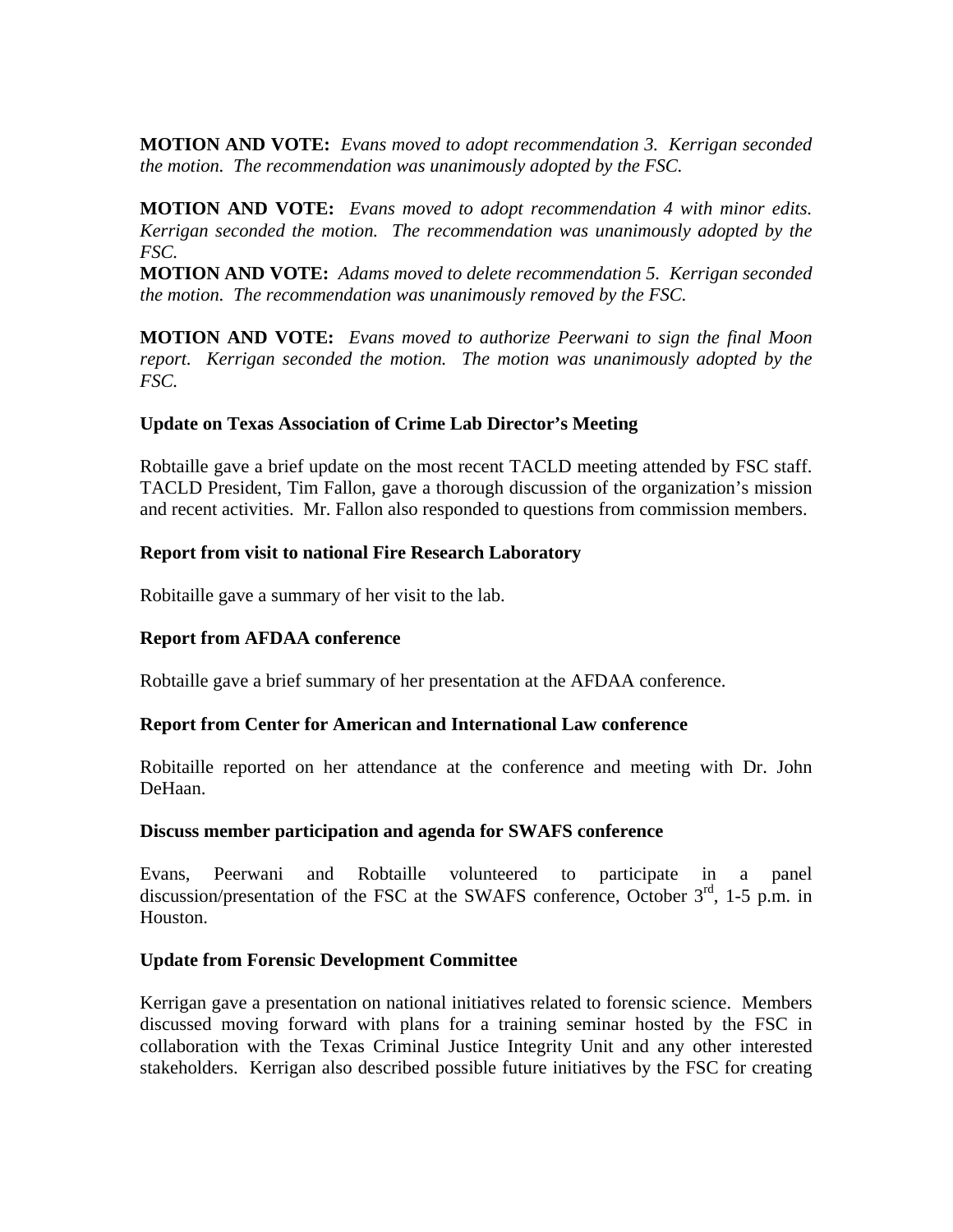**MOTION AND VOTE:** *Evans moved to adopt recommendation 3. Kerrigan seconded the motion. The recommendation was unanimously adopted by the FSC.*

**MOTION AND VOTE:** *Evans moved to adopt recommendation 4 with minor edits. Kerrigan seconded the motion. The recommendation was unanimously adopted by the FSC.*

**MOTION AND VOTE:** *Adams moved to delete recommendation 5. Kerrigan seconded the motion. The recommendation was unanimously removed by the FSC.*

**MOTION AND VOTE:** *Evans moved to authorize Peerwani to sign the final Moon report. Kerrigan seconded the motion. The motion was unanimously adopted by the FSC.*

**Update on Texas Association of Crime Lab Director's Meeting**

Robtaille gave a brief update on the most recent TACLD meeting attended by FSC staff. TACLD President, Tim Fallon, gave a thorough discussion of the organization's mission and recent activities. Mr. Fallon also responded to questions from commission members.

**Report from visit to national Fire Research Laboratory**

Robitaille gave a summary of her visit to the lab.

**Report from AFDAA conference**

Robtaille gave a brief summary of her presentation at the AFDAA conference.

**Report from Center for American and International Law conference**

Robitaille reported on her attendance at the conference and meeting with Dr. John DeHaan.

**Discuss member participation and agenda for SWAFS conference**

Evans, Peerwani and Robtaille volunteered to participate in a panel discussion/presentation of the FSC at the SWAFS conference, October 3rd, 1-5 p.m. in Houston.

**Update from Forensic Development Committee**

Kerrigan gave a presentation on national initiatives related to forensic science. Members discussed moving forward with plans for a training seminar hosted by the FSC in collaboration with the Texas Criminal Justice Integrity Unit and any other interested stakeholders. Kerrigan also described possible future initiatives by the FSC for creating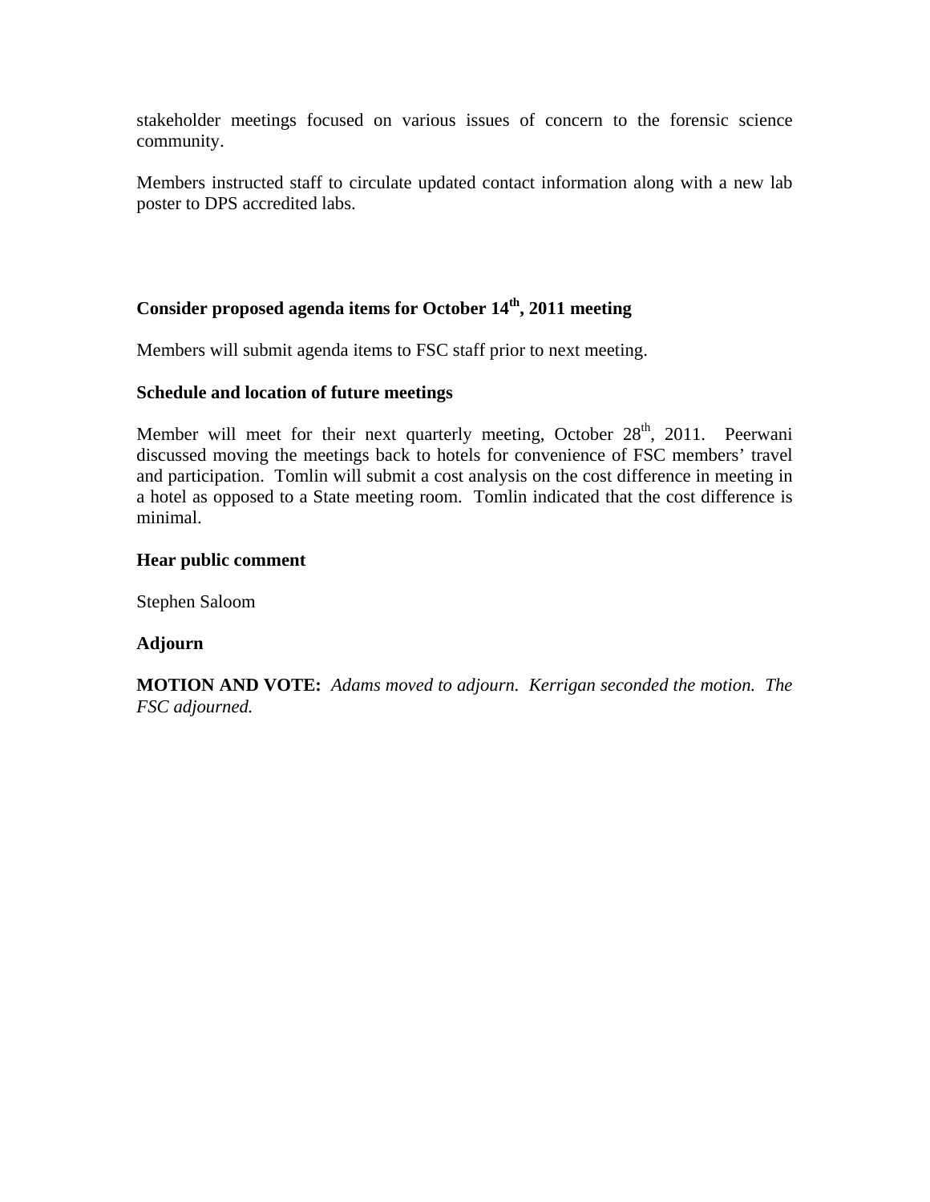stakeholder meetings focused on various issues of concern to the forensic science community.

Members instructed staff to circulate updated contact information along with a new lab poster to DPS accredited labs.

**Consider proposed agenda items for October 14th, 2011 meeting**

Members will submit agenda items to FSC staff prior to next meeting.

**Schedule and location of future meetings**

Member will meet for their next quarterly meeting, October 28th, 2011. Peerwani discussed moving the meetings back to hotels for convenience of FSC members' travel and participation. Tomlin will submit a cost analysis on the cost difference in meeting in a hotel as opposed to a State meeting room. Tomlin indicated that the cost difference is minimal.

**Hear public comment**

Stephen Saloom

**Adjourn**

**MOTION AND VOTE:** *Adams moved to adjourn. Kerrigan seconded the motion. The FSC adjourned.*